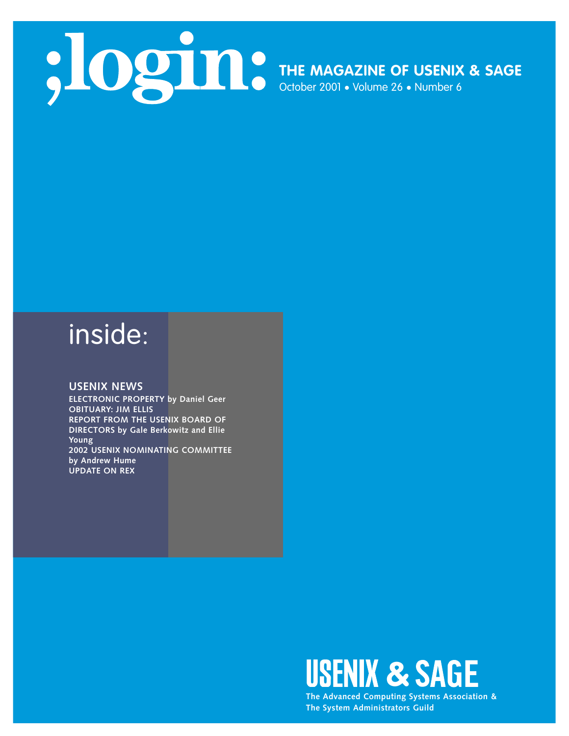# ;login:

**THE MAGAZINE OF USENIX & SAGE**

October 2001 • Volume 26 • Number 6

## inside:

**USENIX NEWS**

**ELECTRONIC PROPERTY by Daniel Geer**

**OBITUARY: JIM ELLIS**

**REPORT FROM THE USENIX BOARD OF DIRECTORS by Gale Berkowitz and Ellie Young**

**2002 USENIX NOMINATING COMMITTEE by Andrew Hume**

**UPDATE ON REX**

**USENIX & SAGE**

**The Advanced Computing Systems Association & The System Administrators Guild**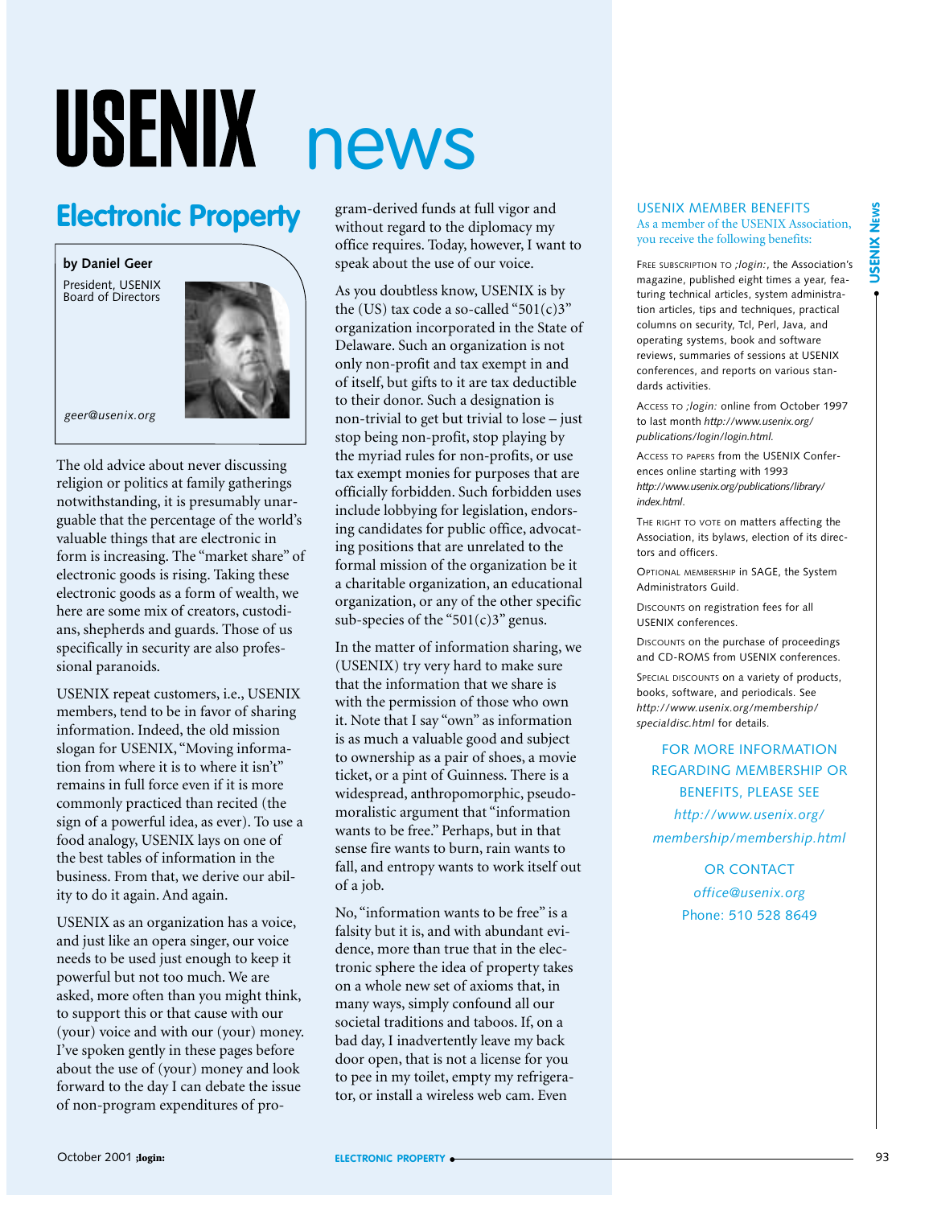# USENIX news

## Electronic Property

**by Daniel Geer**

President, USENIX Board of Directors

*geer@usenix.org*

The old advice about never discussing religion or politics at family gatherings notwithstanding, it is presumably unarguable that the percentage of the world's valuable things that are electronic in form is increasing. The "market share" of electronic goods is rising. Taking these electronic goods as a form of wealth, we here are some mix of creators, custodians, shepherds and guards. Those of us specifically in security are also professional paranoids.

USENIX repeat customers, i.e., USENIX members, tend to be in favor of sharing information. Indeed, the old mission slogan for USENIX, "Moving information from where it is to where it isn't" remains in full force even if it is more commonly practiced than recited (the sign of a powerful idea, as ever). To use a food analogy, USENIX lays on one of the best tables of information in the business. From that, we derive our ability to do it again. And again.

USENIX as an organization has a voice, and just like an opera singer, our voice needs to be used just enough to keep it powerful but not too much. We are asked, more often than you might think, to support this or that cause with our (your) voice and with our (your) money. I've spoken gently in these pages before about the use of (your) money and look forward to the day I can debate the issue of non-program expenditures of program-derived funds at full vigor and without regard to the diplomacy my office requires. Today, however, I want to speak about the use of our voice.

As you doubtless know, USENIX is by the (US) tax code a so-called "501(c)3" organization incorporated in the State of Delaware. Such an organization is not only non-profit and tax exempt in and of itself, but gifts to it are tax deductible to their donor. Such a designation is non-trivial to get but trivial to lose – just stop being non-profit, stop playing by the myriad rules for non-profits, or use tax exempt monies for purposes that are officially forbidden. Such forbidden uses include lobbying for legislation, endorsing candidates for public office, advocating positions that are unrelated to the formal mission of the organization be it a charitable organization, an educational organization, or any of the other specific sub-species of the "501(c)3" genus.

In the matter of information sharing, we (USENIX) try very hard to make sure that the information that we share is with the permission of those who own it. Note that I say "own" as information is as much a valuable good and subject to ownership as a pair of shoes, a movie ticket, or a pint of Guinness. There is a widespread, anthropomorphic, pseudo-moralistic argument that "information wants to be free." Perhaps, but in that sense fire wants to burn, rain wants to fall, and entropy wants to work itself out of a job.

No, "information wants to be free" is a falsity but it is, and with abundant evidence, more than true that in the electronic sphere the idea of property takes on a whole new set of axioms that, in many ways, simply confound all our societal traditions and taboos. If, on a bad day, I inadvertently leave my back door open, that is not a license for you to pee in my toilet, empty my refrigerator, or install a wireless web cam. Even

---

### USENIX MEMBER BENEFITS

As a member of the USENIX Association, you receive the following benefits:

FREE SUBSCRIPTION TO *;login:*, the Association's magazine, published eight times a year, featuring technical articles, system administration articles, tips and techniques, practical columns on security, Tcl, Perl, Java, and operating systems, book and software reviews, summaries of sessions at USENIX conferences, and reports on various standards activities.

ACCESS TO *;login:* online from October 1997 to last month *http://www.usenix.org/publications/login/login.html.*

ACCESS TO PAPERS from the USENIX Conferences online starting with 1993 *http://www.usenix.org/publications/library/index.html.*

THE RIGHT TO VOTE on matters affecting the Association, its bylaws, election of its directors and officers.

OPTIONAL MEMBERSHIP in SAGE, the System Administrators Guild.

DISCOUNTS on registration fees for all USENIX conferences.

DISCOUNTS on the purchase of proceedings and CD-ROMS from USENIX conferences.

SPECIAL DISCOUNTS on a variety of products, books, software, and periodicals. See *http://www.usenix.org/membership/specialdisc.html* for details.

FOR MORE INFORMATION REGARDING MEMBERSHIP OR BENEFITS, PLEASE SEE *http://www.usenix.org/membership/membership.html*

OR CONTACT *office@usenix.org* Phone: 510 528 8649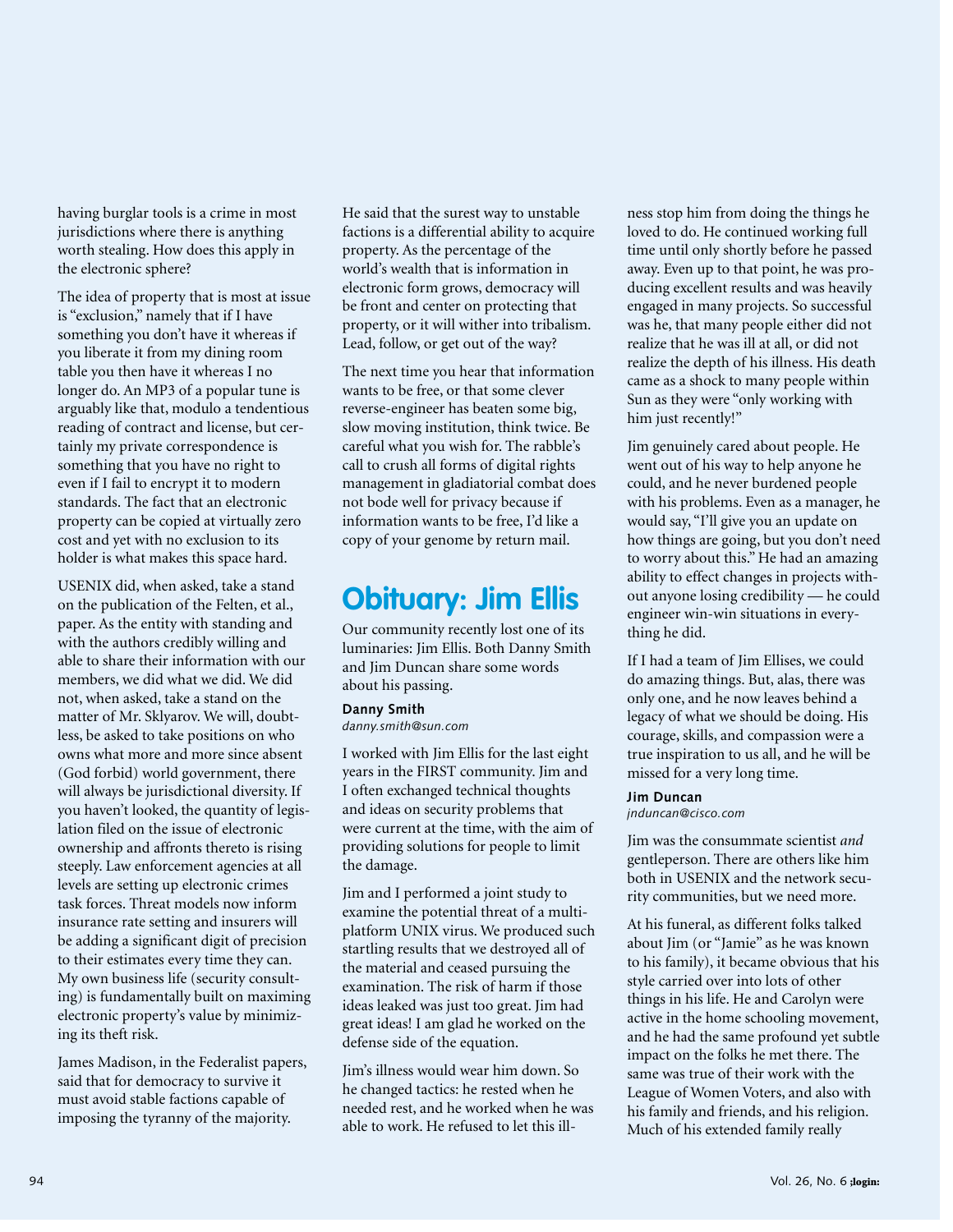having burglar tools is a crime in most jurisdictions where there is anything worth stealing. How does this apply in the electronic sphere?

The idea of property that is most at issue is "exclusion," namely that if I have something you don't have it whereas if you liberate it from my dining room table you then have it whereas I no longer do. An MP3 of a popular tune is arguably like that, modulo a tendentious reading of contract and license, but certainly my private correspondence is something that you have no right to even if I fail to encrypt it to modern standards. The fact that an electronic property can be copied at virtually zero cost and yet with no exclusion to its holder is what makes this space hard.

USENIX did, when asked, take a stand on the publication of the Felten, et al., paper. As the entity with standing and with the authors credibly willing and able to share their information with our members, we did what we did. We did not, when asked, take a stand on the matter of Mr. Sklyarov. We will, doubtless, be asked to take positions on who owns what more and more since absent (God forbid) world government, there will always be jurisdictional diversity. If you haven't looked, the quantity of legislation filed on the issue of electronic ownership and affronts thereto is rising steeply. Law enforcement agencies at all levels are setting up electronic crimes task forces. Threat models now inform insurance rate setting and insurers will be adding a significant digit of precision to their estimates every time they can. My own business life (security consulting) is fundamentally built on maximing electronic property's value by minimizing its theft risk.

James Madison, in the Federalist papers, said that for democracy to survive it must avoid stable factions capable of imposing the tyranny of the majority. He said that the surest way to unstable factions is a differential ability to acquire property. As the percentage of the world's wealth that is information in electronic form grows, democracy will be front and center on protecting that property, or it will wither into tribalism. Lead, follow, or get out of the way?

The next time you hear that information wants to be free, or that some clever reverse-engineer has beaten some big, slow moving institution, think twice. Be careful what you wish for. The rabble's call to crush all forms of digital rights management in gladiatorial combat does not bode well for privacy because if information wants to be free, I'd like a copy of your genome by return mail.

# Obituary: Jim Ellis

Our community recently lost one of its luminaries: Jim Ellis. Both Danny Smith and Jim Duncan share some words about his passing.

**Danny Smith**
*danny.smith@sun.com*

I worked with Jim Ellis for the last eight years in the FIRST community. Jim and I often exchanged technical thoughts and ideas on security problems that were current at the time, with the aim of providing solutions for people to limit the damage.

Jim and I performed a joint study to examine the potential threat of a multi-platform UNIX virus. We produced such startling results that we destroyed all of the material and ceased pursuing the examination. The risk of harm if those ideas leaked was just too great. Jim had great ideas! I am glad he worked on the defense side of the equation.

Jim's illness would wear him down. So he changed tactics: he rested when he needed rest, and he worked when he was able to work. He refused to let this illness stop him from doing the things he loved to do. He continued working full time until only shortly before he passed away. Even up to that point, he was producing excellent results and was heavily engaged in many projects. So successful was he, that many people either did not realize that he was ill at all, or did not realize the depth of his illness. His death came as a shock to many people within Sun as they were "only working with him just recently!"

Jim genuinely cared about people. He went out of his way to help anyone he could, and he never burdened people with his problems. Even as a manager, he would say, "I'll give you an update on how things are going, but you don't need to worry about this." He had an amazing ability to effect changes in projects without anyone losing credibility — he could engineer win-win situations in everything he did.

If I had a team of Jim Ellises, we could do amazing things. But, alas, there was only one, and he now leaves behind a legacy of what we should be doing. His courage, skills, and compassion were a true inspiration to us all, and he will be missed for a very long time.

**Jim Duncan**
*jnduncan@cisco.com*

Jim was the consummate scientist *and* gentleperson. There are others like him both in USENIX and the network security communities, but we need more.

At his funeral, as different folks talked about Jim (or "Jamie" as he was known to his family), it became obvious that his style carried over into lots of other things in his life. He and Carolyn were active in the home schooling movement, and he had the same profound yet subtle impact on the folks he met there. The same was true of their work with the League of Women Voters, and also with his family and friends, and his religion. Much of his extended family really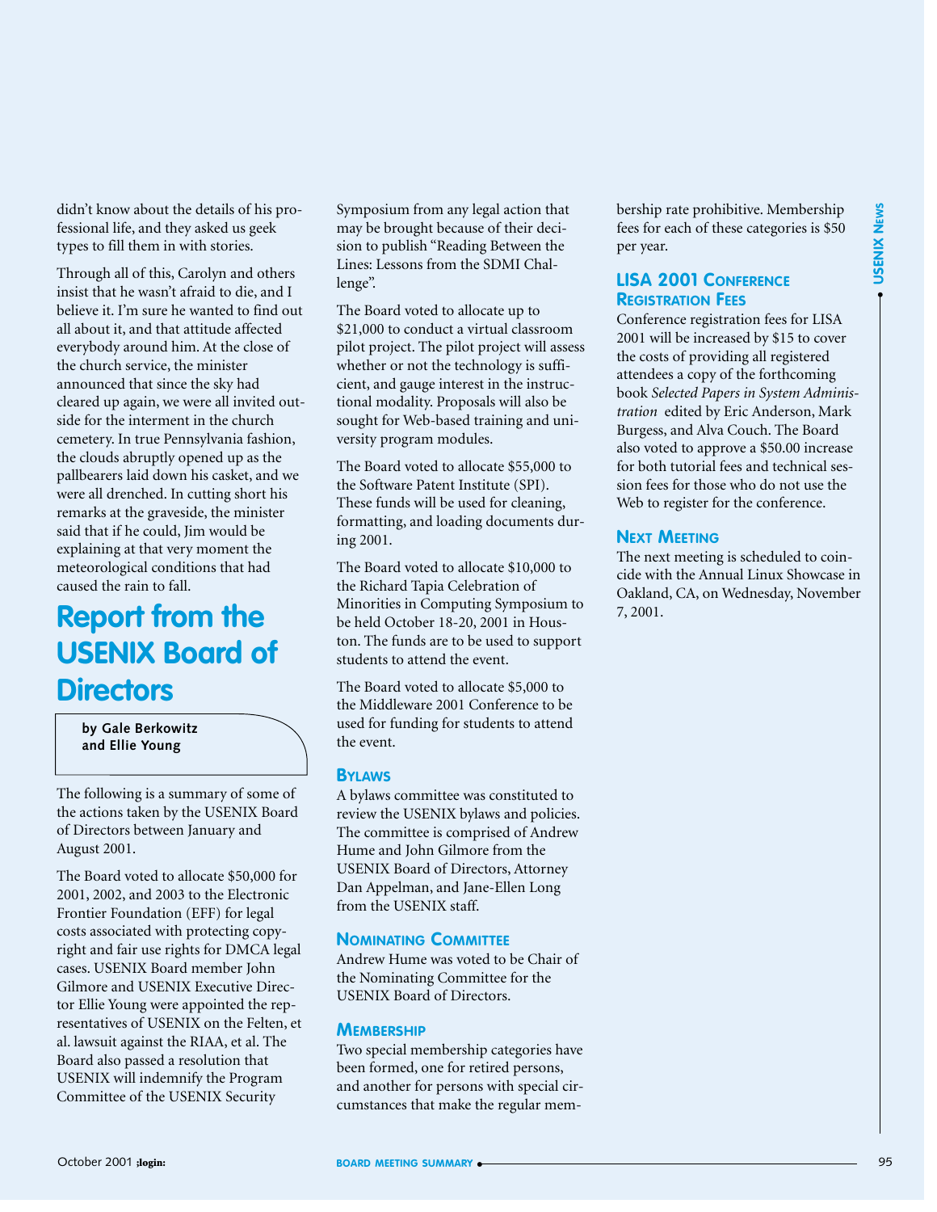didn't know about the details of his professional life, and they asked us geek types to fill them in with stories.

Through all of this, Carolyn and others insist that he wasn't afraid to die, and I believe it. I'm sure he wanted to find out all about it, and that attitude affected everybody around him. At the close of the church service, the minister announced that since the sky had cleared up again, we were all invited outside for the interment in the church cemetery. In true Pennsylvania fashion, the clouds abruptly opened up as the pallbearers laid down his casket, and we were all drenched. In cutting short his remarks at the graveside, the minister said that if he could, Jim would be explaining at that very moment the meteorological conditions that had caused the rain to fall.

# Report from the USENIX Board of Directors

**by Gale Berkowitz and Ellie Young**

The following is a summary of some of the actions taken by the USENIX Board of Directors between January and August 2001.

The Board voted to allocate $50,000 for 2001, 2002, and 2003 to the Electronic Frontier Foundation (EFF) for legal costs associated with protecting copyright and fair use rights for DMCA legal cases. USENIX Board member John Gilmore and USENIX Executive Director Ellie Young were appointed the representatives of USENIX on the Felten, et al. lawsuit against the RIAA, et al. The Board also passed a resolution that USENIX will indemnify the Program Committee of the USENIX Security Symposium from any legal action that may be brought because of their decision to publish "Reading Between the Lines: Lessons from the SDMI Challenge".

The Board voted to allocate up to $21,000 to conduct a virtual classroom pilot project. The pilot project will assess whether or not the technology is sufficient, and gauge interest in the instructional modality. Proposals will also be sought for Web-based training and university program modules.

The Board voted to allocate $55,000 to the Software Patent Institute (SPI). These funds will be used for cleaning, formatting, and loading documents during 2001.

The Board voted to allocate $10,000 to the Richard Tapia Celebration of Minorities in Computing Symposium to be held October 18-20, 2001 in Houston. The funds are to be used to support students to attend the event.

The Board voted to allocate $5,000 to the Middleware 2001 Conference to be used for funding for students to attend the event.

## Bylaws

A bylaws committee was constituted to review the USENIX bylaws and policies. The committee is comprised of Andrew Hume and John Gilmore from the USENIX Board of Directors, Attorney Dan Appelman, and Jane-Ellen Long from the USENIX staff.

## Nominating Committee

Andrew Hume was voted to be Chair of the Nominating Committee for the USENIX Board of Directors.

## Membership

Two special membership categories have been formed, one for retired persons, and another for persons with special circumstances that make the regular membership rate prohibitive. Membership fees for each of these categories is $50 per year.

## LISA 2001 Conference Registration Fees

Conference registration fees for LISA 2001 will be increased by $15 to cover the costs of providing all registered attendees a copy of the forthcoming book *Selected Papers in System Administration* edited by Eric Anderson, Mark Burgess, and Alva Couch. The Board also voted to approve a $50.00 increase for both tutorial fees and technical session fees for those who do not use the Web to register for the conference.

## Next Meeting

The next meeting is scheduled to coincide with the Annual Linux Showcase in Oakland, CA, on Wednesday, November 7, 2001.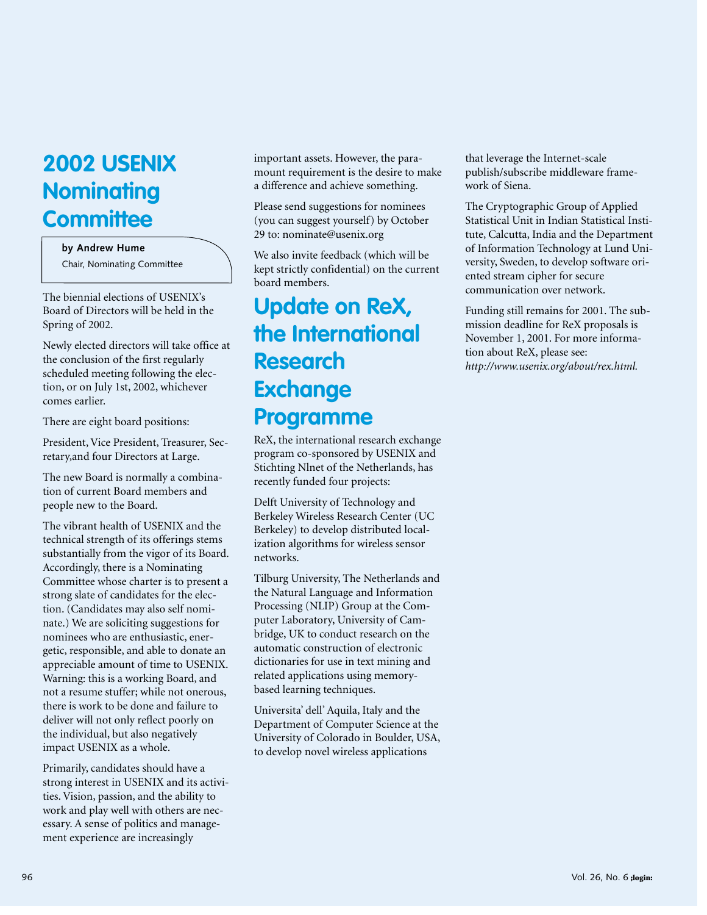## 2002 USENIX Nominating Committee

**by Andrew Hume**
Chair, Nominating Committee

The biennial elections of USENIX's Board of Directors will be held in the Spring of 2002.

Newly elected directors will take office at the conclusion of the first regularly scheduled meeting following the election, or on July 1st, 2002, whichever comes earlier.

There are eight board positions:

President, Vice President, Treasurer, Secretary,and four Directors at Large.

The new Board is normally a combination of current Board members and people new to the Board.

The vibrant health of USENIX and the technical strength of its offerings stems substantially from the vigor of its Board. Accordingly, there is a Nominating Committee whose charter is to present a strong slate of candidates for the election. (Candidates may also self nominate.) We are soliciting suggestions for nominees who are enthusiastic, energetic, responsible, and able to donate an appreciable amount of time to USENIX. Warning: this is a working Board, and not a resume stuffer; while not onerous, there is work to be done and failure to deliver will not only reflect poorly on the individual, but also negatively impact USENIX as a whole.

Primarily, candidates should have a strong interest in USENIX and its activities. Vision, passion, and the ability to work and play well with others are necessary. A sense of politics and management experience are increasingly important assets. However, the paramount requirement is the desire to make a difference and achieve something.

Please send suggestions for nominees (you can suggest yourself) by October 29 to: nominate@usenix.org

We also invite feedback (which will be kept strictly confidential) on the current board members.

## Update on ReX, the International Research Exchange Programme

ReX, the international research exchange program co-sponsored by USENIX and Stichting Nlnet of the Netherlands, has recently funded four projects:

Delft University of Technology and Berkeley Wireless Research Center (UC Berkeley) to develop distributed localization algorithms for wireless sensor networks.

Tilburg University, The Netherlands and the Natural Language and Information Processing (NLIP) Group at the Computer Laboratory, University of Cambridge, UK to conduct research on the automatic construction of electronic dictionaries for use in text mining and related applications using memory-based learning techniques.

Universita' dell' Aquila, Italy and the Department of Computer Science at the University of Colorado in Boulder, USA, to develop novel wireless applications that leverage the Internet-scale publish/subscribe middleware framework of Siena.

The Cryptographic Group of Applied Statistical Unit in Indian Statistical Institute, Calcutta, India and the Department of Information Technology at Lund University, Sweden, to develop software oriented stream cipher for secure communication over network.

Funding still remains for 2001. The submission deadline for ReX proposals is November 1, 2001. For more information about ReX, please see: *http://www.usenix.org/about/rex.html.*